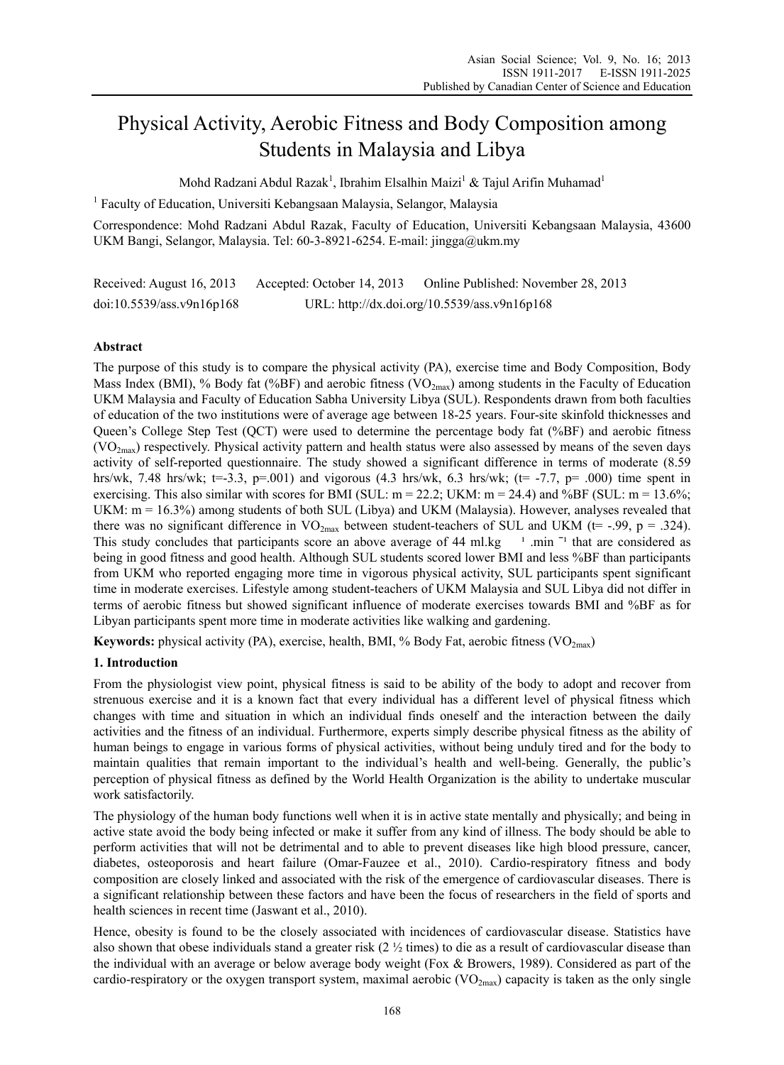# Physical Activity, Aerobic Fitness and Body Composition among Students in Malaysia and Libya

Mohd Radzani Abdul Razak[1], Ibrahim Elsalhin Maizi[1] & Tajul Arifin Muhamad[1]

[1] Faculty of Education, Universiti Kebangsaan Malaysia, Selangor, Malaysia

Correspondence: Mohd Radzani Abdul Razak, Faculty of Education, Universiti Kebangsaan Malaysia, 43600 UKM Bangi, Selangor, Malaysia. Tel: 60-3-8921-6254. E-mail: jingga@ukm.my

Received: August 16, 2013 Accepted: October 14, 2013 Online Published: November 28, 2013

doi:10.5539/ass.v9n16p168 URL: http://dx.doi.org/10.5539/ass.v9n16p168

## Abstract

The purpose of this study is to compare the physical activity (PA), exercise time and Body Composition, Body Mass Index (BMI), % Body fat (%BF) and aerobic fitness ($VO_{2max}$) among students in the Faculty of Education UKM Malaysia and Faculty of Education Sabha University Libya (SUL). Respondents drawn from both faculties of education of the two institutions were of average age between 18-25 years. Four-site skinfold thicknesses and Queen's College Step Test (QCT) were used to determine the percentage body fat (%BF) and aerobic fitness ($VO_{2max}$) respectively. Physical activity pattern and health status were also assessed by means of the seven days activity of self-reported questionnaire. The study showed a significant difference in terms of moderate (8.59 hrs/wk, 7.48 hrs/wk; $t=-3.3$, $p=.001$) and vigorous (4.3 hrs/wk, 6.3 hrs/wk; ($t= -7.7$, $p= .000$) time spent in exercising. This also similar with scores for BMI (SUL: m = 22.2; UKM: m = 24.4) and %BF (SUL: m = 13.6%; UKM: m = 16.3%) among students of both SUL (Libya) and UKM (Malaysia). However, analyses revealed that there was no significant difference in $VO_{2max}$ between student-teachers of SUL and UKM ($t= -.99$, $p = .324$). This study concludes that participants score an above average of 44 $ml.kg^{-1}.min^{-1}$ that are considered as being in good fitness and good health. Although SUL students scored lower BMI and less %BF than participants from UKM who reported engaging more time in vigorous physical activity, SUL participants spent significant time in moderate exercises. Lifestyle among student-teachers of UKM Malaysia and SUL Libya did not differ in terms of aerobic fitness but showed significant influence of moderate exercises towards BMI and %BF as for Libyan participants spent more time in moderate activities like walking and gardening.

**Keywords:** physical activity (PA), exercise, health, BMI, % Body Fat, aerobic fitness ($VO_{2max}$)

## 1. Introduction

From the physiologist view point, physical fitness is said to be ability of the body to adopt and recover from strenuous exercise and it is a known fact that every individual has a different level of physical fitness which changes with time and situation in which an individual finds oneself and the interaction between the daily activities and the fitness of an individual. Furthermore, experts simply describe physical fitness as the ability of human beings to engage in various forms of physical activities, without being unduly tired and for the body to maintain qualities that remain important to the individual's health and well-being. Generally, the public's perception of physical fitness as defined by the World Health Organization is the ability to undertake muscular work satisfactorily.

The physiology of the human body functions well when it is in active state mentally and physically; and being in active state avoid the body being infected or make it suffer from any kind of illness. The body should be able to perform activities that will not be detrimental and to able to prevent diseases like high blood pressure, cancer, diabetes, osteoporosis and heart failure (Omar-Fauzee et al., 2010). Cardio-respiratory fitness and body composition are closely linked and associated with the risk of the emergence of cardiovascular diseases. There is a significant relationship between these factors and have been the focus of researchers in the field of sports and health sciences in recent time (Jaswant et al., 2010).

Hence, obesity is found to be the closely associated with incidences of cardiovascular disease. Statistics have also shown that obese individuals stand a greater risk (2 ½ times) to die as a result of cardiovascular disease than the individual with an average or below average body weight (Fox & Browers, 1989). Considered as part of the cardio-respiratory or the oxygen transport system, maximal aerobic ($VO_{2max}$) capacity is taken as the only single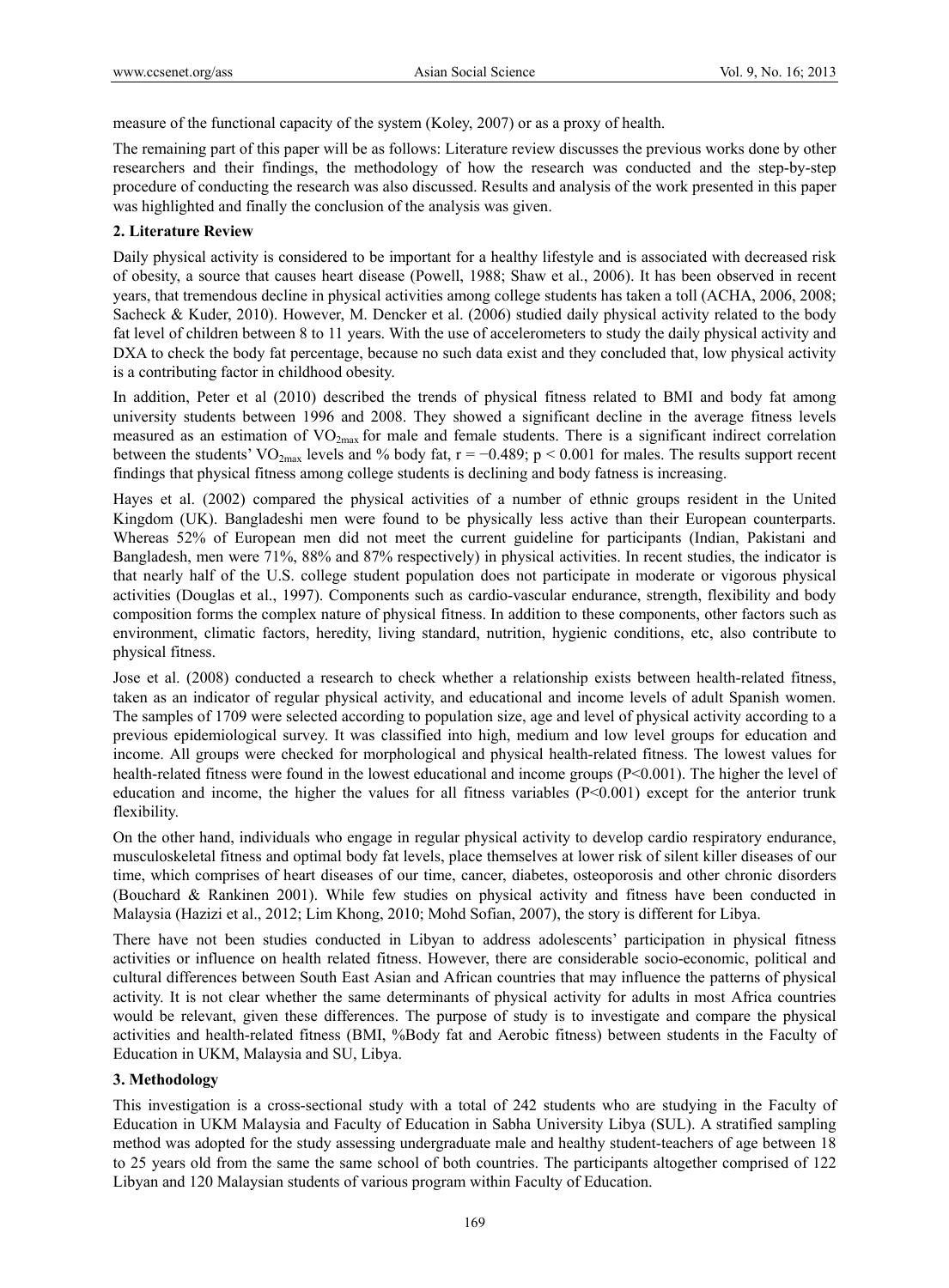measure of the functional capacity of the system (Koley, 2007) or as a proxy of health.

The remaining part of this paper will be as follows: Literature review discusses the previous works done by other researchers and their findings, the methodology of how the research was conducted and the step-by-step procedure of conducting the research was also discussed. Results and analysis of the work presented in this paper was highlighted and finally the conclusion of the analysis was given.

## 2. Literature Review

Daily physical activity is considered to be important for a healthy lifestyle and is associated with decreased risk of obesity, a source that causes heart disease (Powell, 1988; Shaw et al., 2006). It has been observed in recent years, that tremendous decline in physical activities among college students has taken a toll (ACHA, 2006, 2008; Sacheck & Kuder, 2010). However, M. Dencker et al. (2006) studied daily physical activity related to the body fat level of children between 8 to 11 years. With the use of accelerometers to study the daily physical activity and DXA to check the body fat percentage, because no such data exist and they concluded that, low physical activity is a contributing factor in childhood obesity.

In addition, Peter et al (2010) described the trends of physical fitness related to BMI and body fat among university students between 1996 and 2008. They showed a significant decline in the average fitness levels measured as an estimation of $VO_{2max}$ for male and female students. There is a significant indirect correlation between the students' $VO_{2max}$ levels and % body fat, $r = -0.489$; $p < 0.001$ for males. The results support recent findings that physical fitness among college students is declining and body fatness is increasing.

Hayes et al. (2002) compared the physical activities of a number of ethnic groups resident in the United Kingdom (UK). Bangladeshi men were found to be physically less active than their European counterparts. Whereas 52% of European men did not meet the current guideline for participants (Indian, Pakistani and Bangladesh, men were 71%, 88% and 87% respectively) in physical activities. In recent studies, the indicator is that nearly half of the U.S. college student population does not participate in moderate or vigorous physical activities (Douglas et al., 1997). Components such as cardio-vascular endurance, strength, flexibility and body composition forms the complex nature of physical fitness. In addition to these components, other factors such as environment, climatic factors, heredity, living standard, nutrition, hygienic conditions, etc, also contribute to physical fitness.

Jose et al. (2008) conducted a research to check whether a relationship exists between health-related fitness, taken as an indicator of regular physical activity, and educational and income levels of adult Spanish women. The samples of 1709 were selected according to population size, age and level of physical activity according to a previous epidemiological survey. It was classified into high, medium and low level groups for education and income. All groups were checked for morphological and physical health-related fitness. The lowest values for health-related fitness were found in the lowest educational and income groups ($P<0.001$). The higher the level of education and income, the higher the values for all fitness variables ($P<0.001$) except for the anterior trunk flexibility.

On the other hand, individuals who engage in regular physical activity to develop cardio respiratory endurance, musculoskeletal fitness and optimal body fat levels, place themselves at lower risk of silent killer diseases of our time, which comprises of heart diseases of our time, cancer, diabetes, osteoporosis and other chronic disorders (Bouchard & Rankinen 2001). While few studies on physical activity and fitness have been conducted in Malaysia (Hazizi et al., 2012; Lim Khong, 2010; Mohd Sofian, 2007), the story is different for Libya.

There have not been studies conducted in Libyan to address adolescents' participation in physical fitness activities or influence on health related fitness. However, there are considerable socio-economic, political and cultural differences between South East Asian and African countries that may influence the patterns of physical activity. It is not clear whether the same determinants of physical activity for adults in most Africa countries would be relevant, given these differences. The purpose of study is to investigate and compare the physical activities and health-related fitness (BMI, %Body fat and Aerobic fitness) between students in the Faculty of Education in UKM, Malaysia and SU, Libya.

## 3. Methodology

This investigation is a cross-sectional study with a total of 242 students who are studying in the Faculty of Education in UKM Malaysia and Faculty of Education in Sabha University Libya (SUL). A stratified sampling method was adopted for the study assessing undergraduate male and healthy student-teachers of age between 18 to 25 years old from the same the same school of both countries. The participants altogether comprised of 122 Libyan and 120 Malaysian students of various program within Faculty of Education.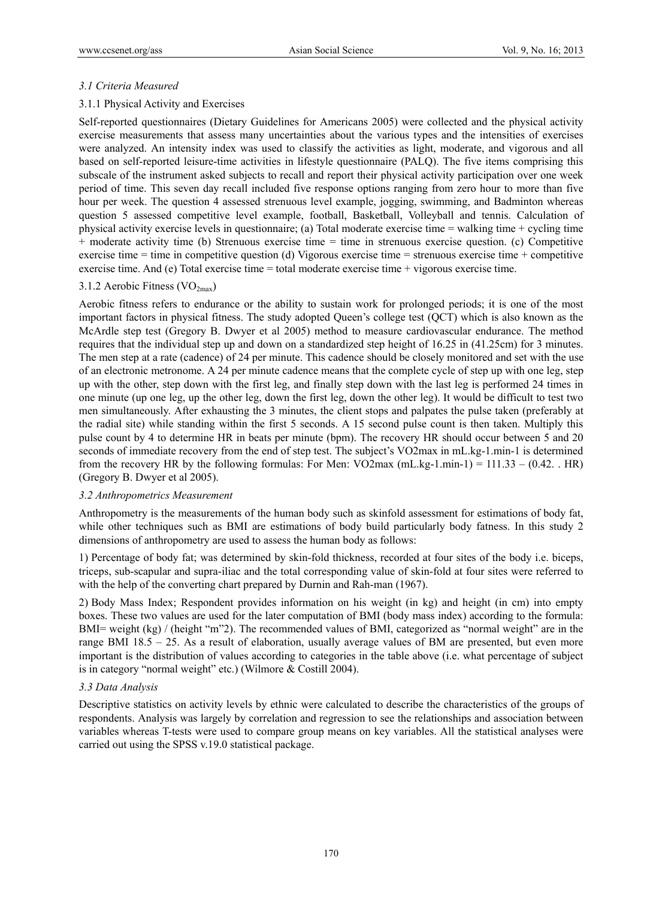### *3.1 Criteria Measured*

#### 3.1.1 Physical Activity and Exercises

Self-reported questionnaires (Dietary Guidelines for Americans 2005) were collected and the physical activity exercise measurements that assess many uncertainties about the various types and the intensities of exercises were analyzed. An intensity index was used to classify the activities as light, moderate, and vigorous and all based on self-reported leisure-time activities in lifestyle questionnaire (PALQ). The five items comprising this subscale of the instrument asked subjects to recall and report their physical activity participation over one week period of time. This seven day recall included five response options ranging from zero hour to more than five hour per week. The question 4 assessed strenuous level example, jogging, swimming, and Badminton whereas question 5 assessed competitive level example, football, Basketball, Volleyball and tennis. Calculation of physical activity exercise levels in questionnaire; (a) Total moderate exercise time = walking time + cycling time + moderate activity time (b) Strenuous exercise time = time in strenuous exercise question. (c) Competitive exercise time = time in competitive question (d) Vigorous exercise time = strenuous exercise time + competitive exercise time. And (e) Total exercise time = total moderate exercise time + vigorous exercise time.

#### 3.1.2 Aerobic Fitness ($VO_{2max}$)

Aerobic fitness refers to endurance or the ability to sustain work for prolonged periods; it is one of the most important factors in physical fitness. The study adopted Queen's college test (QCT) which is also known as the McArdle step test (Gregory B. Dwyer et al 2005) method to measure cardiovascular endurance. The method requires that the individual step up and down on a standardized step height of 16.25 in (41.25cm) for 3 minutes. The men step at a rate (cadence) of 24 per minute. This cadence should be closely monitored and set with the use of an electronic metronome. A 24 per minute cadence means that the complete cycle of step up with one leg, step up with the other, step down with the first leg, and finally step down with the last leg is performed 24 times in one minute (up one leg, up the other leg, down the first leg, down the other leg). It would be difficult to test two men simultaneously. After exhausting the 3 minutes, the client stops and palpates the pulse taken (preferably at the radial site) while standing within the first 5 seconds. A 15 second pulse count is then taken. Multiply this pulse count by 4 to determine HR in beats per minute (bpm). The recovery HR should occur between 5 and 20 seconds of immediate recovery from the end of step test. The subject's VO2max in mL.kg-1.min-1 is determined from the recovery HR by the following formulas: For Men: VO2max (mL.kg-1.min-1) = 111.33 – (0.42. . HR) (Gregory B. Dwyer et al 2005).

### *3.2 Anthropometrics Measurement*

Anthropometry is the measurements of the human body such as skinfold assessment for estimations of body fat, while other techniques such as BMI are estimations of body build particularly body fatness. In this study 2 dimensions of anthropometry are used to assess the human body as follows:

1) Percentage of body fat; was determined by skin-fold thickness, recorded at four sites of the body i.e. biceps, triceps, sub-scapular and supra-iliac and the total corresponding value of skin-fold at four sites were referred to with the help of the converting chart prepared by Durnin and Rah-man (1967).

2) Body Mass Index; Respondent provides information on his weight (in kg) and height (in cm) into empty boxes. These two values are used for the later computation of BMI (body mass index) according to the formula: BMI= weight (kg) / (height "m"2). The recommended values of BMI, categorized as "normal weight" are in the range BMI 18.5 – 25. As a result of elaboration, usually average values of BM are presented, but even more important is the distribution of values according to categories in the table above (i.e. what percentage of subject is in category "normal weight" etc.) (Wilmore & Costill 2004).

### *3.3 Data Analysis*

Descriptive statistics on activity levels by ethnic were calculated to describe the characteristics of the groups of respondents. Analysis was largely by correlation and regression to see the relationships and association between variables whereas T-tests were used to compare group means on key variables. All the statistical analyses were carried out using the SPSS v.19.0 statistical package.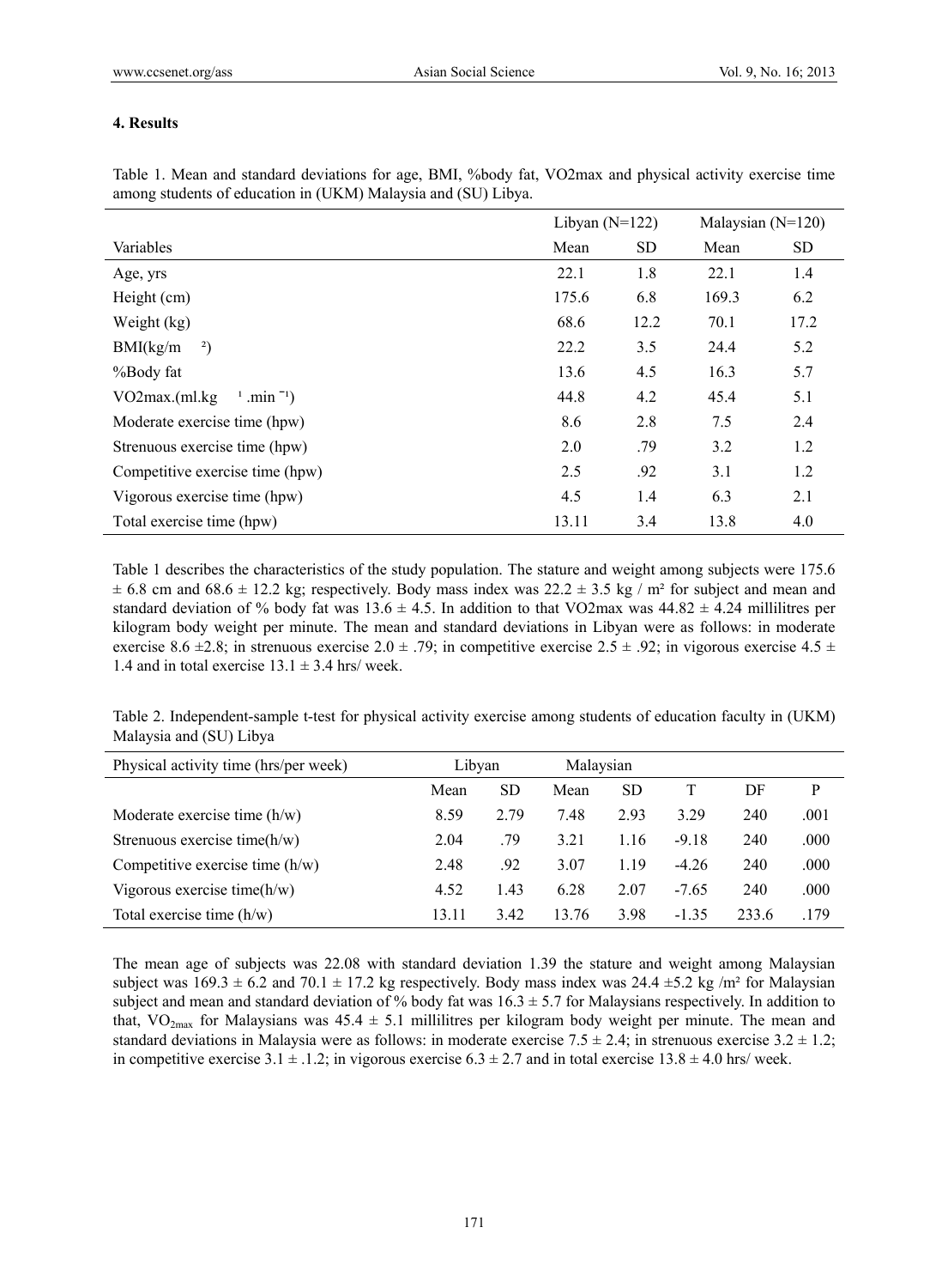#### 4. Results

Table 1. Mean and standard deviations for age, BMI, %body fat, VO2max and physical activity exercise time among students of education in (UKM) Malaysia and (SU) Libya.

| | Libyan (N=122) | | Malaysian (N=120) | |
|---|---|---|---|---|
| Variables | Mean | SD | Mean | SD |
| Age, yrs | 22.1 | 1.8 | 22.1 | 1.4 |
| Height (cm) | 175.6 | 6.8 | 169.3 | 6.2 |
| Weight (kg) | 68.6 | 12.2 | 70.1 | 17.2 |
| BMI($kg/m^2$) | 22.2 | 3.5 | 24.4 | 5.2 |
| %Body fat | 13.6 | 4.5 | 16.3 | 5.7 |
| VO2max.($ml.kg^{-1}.min^{-1}$) | 44.8 | 4.2 | 45.4 | 5.1 |
| Moderate exercise time (hpw) | 8.6 | 2.8 | 7.5 | 2.4 |
| Strenuous exercise time (hpw) | 2.0 | .79 | 3.2 | 1.2 |
| Competitive exercise time (hpw) | 2.5 | .92 | 3.1 | 1.2 |
| Vigorous exercise time (hpw) | 4.5 | 1.4 | 6.3 | 2.1 |
| Total exercise time (hpw) | 13.11 | 3.4 | 13.8 | 4.0 |

Table 1 describes the characteristics of the study population. The stature and weight among subjects were 175.6 ± 6.8 cm and 68.6 ± 12.2 kg; respectively. Body mass index was 22.2 ± 3.5 kg / m² for subject and mean and standard deviation of % body fat was 13.6 ± 4.5. In addition to that VO2max was 44.82 ± 4.24 millilitres per kilogram body weight per minute. The mean and standard deviations in Libyan were as follows: in moderate exercise 8.6 ±2.8; in strenuous exercise 2.0 ± .79; in competitive exercise 2.5 ± .92; in vigorous exercise 4.5 ± 1.4 and in total exercise 13.1 ± 3.4 hrs/ week.

Table 2. Independent-sample t-test for physical activity exercise among students of education faculty in (UKM) Malaysia and (SU) Libya

| Physical activity time (hrs/per week) | Libyan | | Malaysian | | | | |
|---|---|---|---|---|---|---|---|
| | Mean | SD | Mean | SD | T | DF | P |
| Moderate exercise time (h/w) | 8.59 | 2.79 | 7.48 | 2.93 | 3.29 | 240 | .001 |
| Strenuous exercise time(h/w) | 2.04 | .79 | 3.21 | 1.16 | -9.18 | 240 | .000 |
| Competitive exercise time (h/w) | 2.48 | .92 | 3.07 | 1.19 | -4.26 | 240 | .000 |
| Vigorous exercise time(h/w) | 4.52 | 1.43 | 6.28 | 2.07 | -7.65 | 240 | .000 |
| Total exercise time (h/w) | 13.11 | 3.42 | 13.76 | 3.98 | -1.35 | 233.6 | .179 |

The mean age of subjects was 22.08 with standard deviation 1.39 the stature and weight among Malaysian subject was 169.3 ± 6.2 and 70.1 ± 17.2 kg respectively. Body mass index was 24.4 ±5.2 kg /m² for Malaysian subject and mean and standard deviation of % body fat was 16.3 ± 5.7 for Malaysians respectively. In addition to that, $VO_{2max}$ for Malaysians was 45.4 ± 5.1 millilitres per kilogram body weight per minute. The mean and standard deviations in Malaysia were as follows: in moderate exercise 7.5 ± 2.4; in strenuous exercise 3.2 ± 1.2; in competitive exercise 3.1 ± .1.2; in vigorous exercise 6.3 ± 2.7 and in total exercise 13.8 ± 4.0 hrs/ week.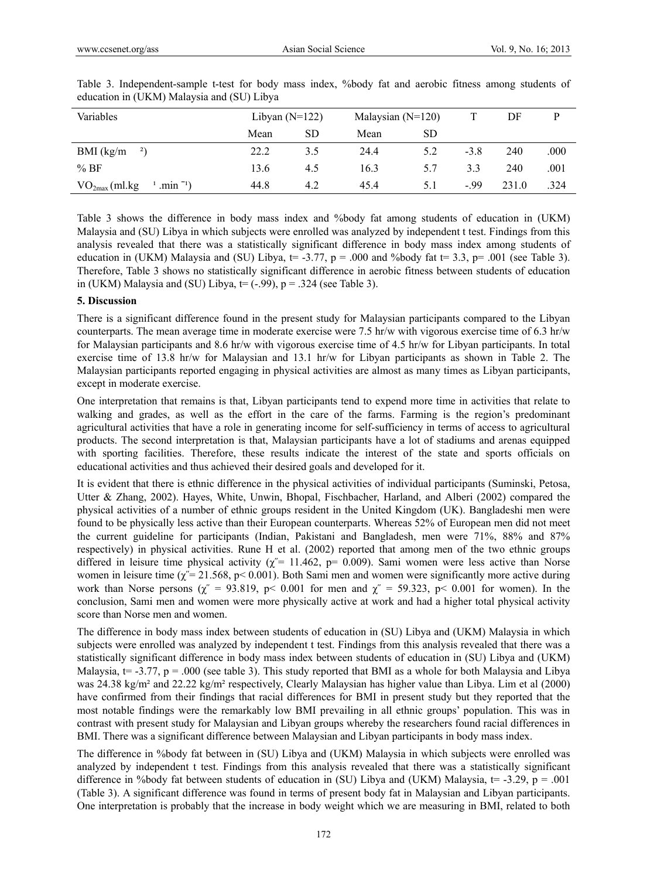Table 3. Independent-sample t-test for body mass index, %body fat and aerobic fitness among students of education in (UKM) Malaysia and (SU) Libya

| Variables | Libyan (N=122) | | Malaysian (N=120) | | T | DF | P |
|---|---|---|---|---|---|---|---|
| | Mean | SD | Mean | SD | | | |
| BMI ($kg/m^2$) | 22.2 | 3.5 | 24.4 | 5.2 | -3.8 | 240 | .000 |
| % BF | 13.6 | 4.5 | 16.3 | 5.7 | 3.3 | 240 | .001 |
| $VO_{2max}$ ($ml.kg^{-1}.min^{-1}$) | 44.8 | 4.2 | 45.4 | 5.1 | -.99 | 231.0 | .324 |

Table 3 shows the difference in body mass index and %body fat among students of education in (UKM) Malaysia and (SU) Libya in which subjects were enrolled was analyzed by independent t test. Findings from this analysis revealed that there was a statistically significant difference in body mass index among students of education in (UKM) Malaysia and (SU) Libya, $t= -3.77$, $p = .000$ and %body fat $t= 3.3$, $p= .001$ (see Table 3). Therefore, Table 3 shows no statistically significant difference in aerobic fitness between students of education in (UKM) Malaysia and (SU) Libya, $t= (-.99)$, $p = .324$ (see Table 3).

## 5. Discussion

There is a significant difference found in the present study for Malaysian participants compared to the Libyan counterparts. The mean average time in moderate exercise were 7.5 hr/w with vigorous exercise time of 6.3 hr/w for Malaysian participants and 8.6 hr/w with vigorous exercise time of 4.5 hr/w for Libyan participants. In total exercise time of 13.8 hr/w for Malaysian and 13.1 hr/w for Libyan participants as shown in Table 2. The Malaysian participants reported engaging in physical activities are almost as many times as Libyan participants, except in moderate exercise.

One interpretation that remains is that, Libyan participants tend to expend more time in activities that relate to walking and grades, as well as the effort in the care of the farms. Farming is the region's predominant agricultural activities that have a role in generating income for self-sufficiency in terms of access to agricultural products. The second interpretation is that, Malaysian participants have a lot of stadiums and arenas equipped with sporting facilities. Therefore, these results indicate the interest of the state and sports officials on educational activities and thus achieved their desired goals and developed for it.

It is evident that there is ethnic difference in the physical activities of individual participants (Suminski, Petosa, Utter & Zhang, 2002). Hayes, White, Unwin, Bhopal, Fischbacher, Harland, and Alberi (2002) compared the physical activities of a number of ethnic groups resident in the United Kingdom (UK). Bangladeshi men were found to be physically less active than their European counterparts. Whereas 52% of European men did not meet the current guideline for participants (Indian, Pakistani and Bangladesh, men were 71%, 88% and 87% respectively) in physical activities. Rune H et al. (2002) reported that among men of the two ethnic groups differed in leisure time physical activity ($\chi''= 11.462$, $p= 0.009$). Sami women were less active than Norse women in leisure time ($\chi''= 21.568$, $p< 0.001$). Both Sami men and women were significantly more active during work than Norse persons ($\chi'' = 93.819$, $p< 0.001$ for men and $\chi'' = 59.323$, $p< 0.001$ for women). In the conclusion, Sami men and women were more physically active at work and had a higher total physical activity score than Norse men and women.

The difference in body mass index between students of education in (SU) Libya and (UKM) Malaysia in which subjects were enrolled was analyzed by independent t test. Findings from this analysis revealed that there was a statistically significant difference in body mass index between students of education in (SU) Libya and (UKM) Malaysia, $t= -3.77$, $p = .000$ (see table 3). This study reported that BMI as a whole for both Malaysia and Libya was 24.38 $kg/m^2$ and 22.22 $kg/m^2$ respectively, Clearly Malaysian has higher value than Libya. Lim et al (2000) have confirmed from their findings that racial differences for BMI in present study but they reported that the most notable findings were the remarkably low BMI prevailing in all ethnic groups' population. This was in contrast with present study for Malaysian and Libyan groups whereby the researchers found racial differences in BMI. There was a significant difference between Malaysian and Libyan participants in body mass index.

The difference in %body fat between in (SU) Libya and (UKM) Malaysia in which subjects were enrolled was analyzed by independent t test. Findings from this analysis revealed that there was a statistically significant difference in %body fat between students of education in (SU) Libya and (UKM) Malaysia, $t= -3.29$, $p = .001$ (Table 3). A significant difference was found in terms of present body fat in Malaysian and Libyan participants. One interpretation is probably that the increase in body weight which we are measuring in BMI, related to both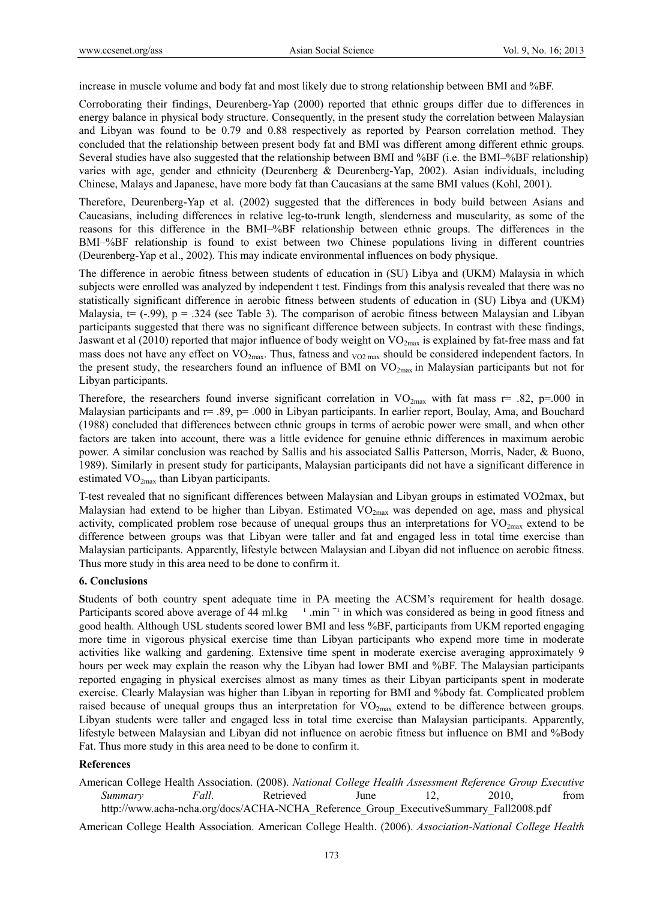increase in muscle volume and body fat and most likely due to strong relationship between BMI and %BF.

Corroborating their findings, Deurenberg-Yap (2000) reported that ethnic groups differ due to differences in energy balance in physical body structure. Consequently, in the present study the correlation between Malaysian and Libyan was found to be 0.79 and 0.88 respectively as reported by Pearson correlation method. They concluded that the relationship between present body fat and BMI was different among different ethnic groups. Several studies have also suggested that the relationship between BMI and %BF (i.e. the BMI–%BF relationship) varies with age, gender and ethnicity (Deurenberg & Deurenberg-Yap, 2002). Asian individuals, including Chinese, Malays and Japanese, have more body fat than Caucasians at the same BMI values (Kohl, 2001).

Therefore, Deurenberg-Yap et al. (2002) suggested that the differences in body build between Asians and Caucasians, including differences in relative leg-to-trunk length, slenderness and muscularity, as some of the reasons for this difference in the BMI–%BF relationship between ethnic groups. The differences in the BMI–%BF relationship is found to exist between two Chinese populations living in different countries (Deurenberg-Yap et al., 2002). This may indicate environmental influences on body physique.

The difference in aerobic fitness between students of education in (SU) Libya and (UKM) Malaysia in which subjects were enrolled was analyzed by independent t test. Findings from this analysis revealed that there was no statistically significant difference in aerobic fitness between students of education in (SU) Libya and (UKM) Malaysia, t= (-.99), p = .324 (see Table 3). The comparison of aerobic fitness between Malaysian and Libyan participants suggested that there was no significant difference between subjects. In contrast with these findings, Jaswant et al (2010) reported that major influence of body weight on $VO_{2max}$ is explained by fat-free mass and fat mass does not have any effect on $VO_{2max}$. Thus, fatness and $_{VO2\ max}$ should be considered independent factors. In the present study, the researchers found an influence of BMI on $VO_{2max}$ in Malaysian participants but not for Libyan participants.

Therefore, the researchers found inverse significant correlation in $VO_{2max}$ with fat mass r= .82, p=.000 in Malaysian participants and r= .89, p= .000 in Libyan participants. In earlier report, Boulay, Ama, and Bouchard (1988) concluded that differences between ethnic groups in terms of aerobic power were small, and when other factors are taken into account, there was a little evidence for genuine ethnic differences in maximum aerobic power. A similar conclusion was reached by Sallis and his associated Sallis Patterson, Morris, Nader, & Buono, 1989). Similarly in present study for participants, Malaysian participants did not have a significant difference in estimated $VO_{2max}$ than Libyan participants.

T-test revealed that no significant differences between Malaysian and Libyan groups in estimated VO2max, but Malaysian had extend to be higher than Libyan. Estimated $VO_{2max}$ was depended on age, mass and physical activity, complicated problem rose because of unequal groups thus an interpretations for $VO_{2max}$ extend to be difference between groups was that Libyan were taller and fat and engaged less in total time exercise than Malaysian participants. Apparently, lifestyle between Malaysian and Libyan did not influence on aerobic fitness. Thus more study in this area need to be done to confirm it.

## 6. Conclusions

**S**tudents of both country spent adequate time in PA meeting the ACSM's requirement for health dosage. Participants scored above average of 44 ml.kg $^{-1}$.min $^{-1}$ in which was considered as being in good fitness and good health. Although USL students scored lower BMI and less %BF, participants from UKM reported engaging more time in vigorous physical exercise time than Libyan participants who expend more time in moderate activities like walking and gardening. Extensive time spent in moderate exercise averaging approximately 9 hours per week may explain the reason why the Libyan had lower BMI and %BF. The Malaysian participants reported engaging in physical exercises almost as many times as their Libyan participants spent in moderate exercise. Clearly Malaysian was higher than Libyan in reporting for BMI and %body fat. Complicated problem raised because of unequal groups thus an interpretation for $VO_{2max}$ extend to be difference between groups. Libyan students were taller and engaged less in total time exercise than Malaysian participants. Apparently, lifestyle between Malaysian and Libyan did not influence on aerobic fitness but influence on BMI and %Body Fat. Thus more study in this area need to be done to confirm it.

## References

American College Health Association. (2008). *National College Health Assessment Reference Group Executive Summary Fall*. Retrieved June 12, 2010, from http://www.acha-ncha.org/docs/ACHA-NCHA_Reference_Group_ExecutiveSummary_Fall2008.pdf

American College Health Association. American College Health. (2006). *Association-National College Health*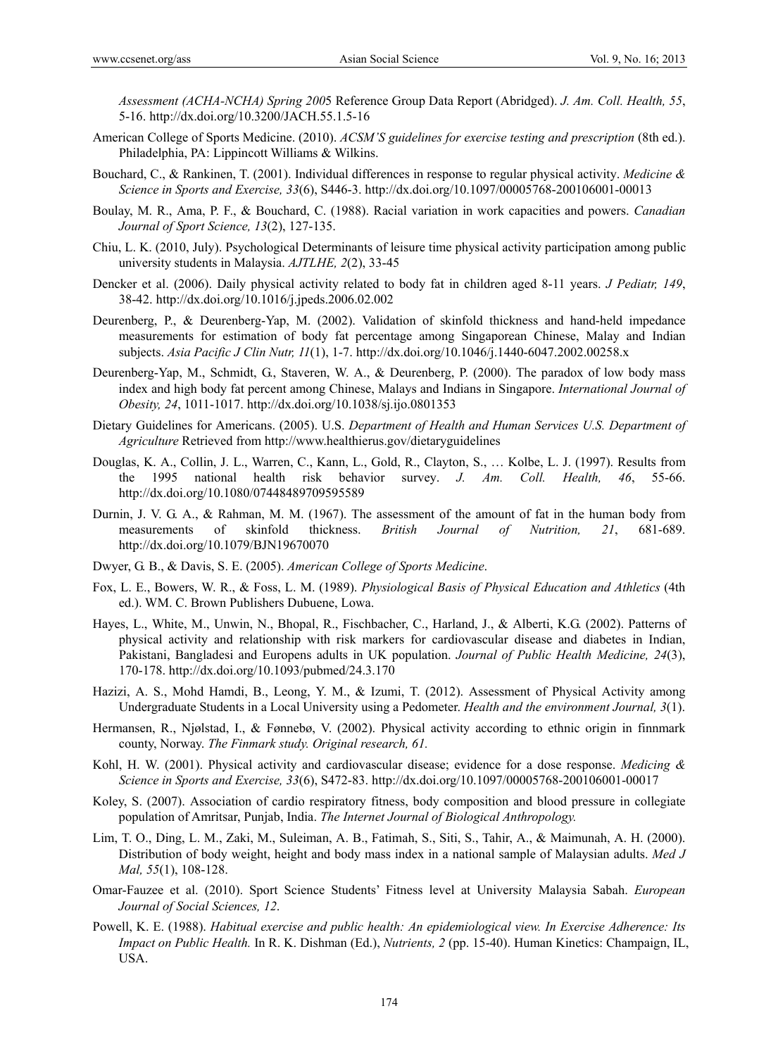*Assessment (ACHA-NCHA) Spring 2005* Reference Group Data Report (Abridged). *J. Am. Coll. Health, 55*, 5-16. http://dx.doi.org/10.3200/JACH.55.1.5-16

American College of Sports Medicine. (2010). *ACSM'S guidelines for exercise testing and prescription* (8th ed.). Philadelphia, PA: Lippincott Williams & Wilkins.

Bouchard, C., & Rankinen, T. (2001). Individual differences in response to regular physical activity. *Medicine & Science in Sports and Exercise, 33*(6), S446-3. http://dx.doi.org/10.1097/00005768-200106001-00013

Boulay, M. R., Ama, P. F., & Bouchard, C. (1988). Racial variation in work capacities and powers. *Canadian Journal of Sport Science, 13*(2), 127-135.

Chiu, L. K. (2010, July). Psychological Determinants of leisure time physical activity participation among public university students in Malaysia. *AJTLHE, 2*(2), 33-45

Dencker et al. (2006). Daily physical activity related to body fat in children aged 8-11 years. *J Pediatr, 149*, 38-42. http://dx.doi.org/10.1016/j.jpeds.2006.02.002

Deurenberg, P., & Deurenberg-Yap, M. (2002). Validation of skinfold thickness and hand-held impedance measurements for estimation of body fat percentage among Singaporean Chinese, Malay and Indian subjects. *Asia Pacific J Clin Nutr, 11*(1), 1-7. http://dx.doi.org/10.1046/j.1440-6047.2002.00258.x

Deurenberg-Yap, M., Schmidt, G., Staveren, W. A., & Deurenberg, P. (2000). The paradox of low body mass index and high body fat percent among Chinese, Malays and Indians in Singapore. *International Journal of Obesity, 24*, 1011-1017. http://dx.doi.org/10.1038/sj.ijo.0801353

Dietary Guidelines for Americans. (2005). U.S. *Department of Health and Human Services U.S. Department of Agriculture* Retrieved from http://www.healthierus.gov/dietaryguidelines

Douglas, K. A., Collin, J. L., Warren, C., Kann, L., Gold, R., Clayton, S., … Kolbe, L. J. (1997). Results from the 1995 national health risk behavior survey. *J. Am. Coll. Health, 46*, 55-66. http://dx.doi.org/10.1080/07448489709595589

Durnin, J. V. G. A., & Rahman, M. M. (1967). The assessment of the amount of fat in the human body from measurements of skinfold thickness. *British Journal of Nutrition, 21*, 681-689. http://dx.doi.org/10.1079/BJN19670070

Dwyer, G. B., & Davis, S. E. (2005). *American College of Sports Medicine*.

Fox, L. E., Bowers, W. R., & Foss, L. M. (1989). *Physiological Basis of Physical Education and Athletics* (4th ed.). WM. C. Brown Publishers Dubuene, Lowa.

Hayes, L., White, M., Unwin, N., Bhopal, R., Fischbacher, C., Harland, J., & Alberti, K.G. (2002). Patterns of physical activity and relationship with risk markers for cardiovascular disease and diabetes in Indian, Pakistani, Bangladesi and Europens adults in UK population. *Journal of Public Health Medicine, 24*(3), 170-178. http://dx.doi.org/10.1093/pubmed/24.3.170

Hazizi, A. S., Mohd Hamdi, B., Leong, Y. M., & Izumi, T. (2012). Assessment of Physical Activity among Undergraduate Students in a Local University using a Pedometer. *Health and the environment Journal, 3*(1).

Hermansen, R., Njølstad, I., & Fønnebø, V. (2002). Physical activity according to ethnic origin in finnmark county, Norway. *The Finmark study. Original research, 61.*

Kohl, H. W. (2001). Physical activity and cardiovascular disease; evidence for a dose response. *Medicing & Science in Sports and Exercise, 33*(6), S472-83. http://dx.doi.org/10.1097/00005768-200106001-00017

Koley, S. (2007). Association of cardio respiratory fitness, body composition and blood pressure in collegiate population of Amritsar, Punjab, India. *The Internet Journal of Biological Anthropology.*

Lim, T. O., Ding, L. M., Zaki, M., Suleiman, A. B., Fatimah, S., Siti, S., Tahir, A., & Maimunah, A. H. (2000). Distribution of body weight, height and body mass index in a national sample of Malaysian adults. *Med J Mal, 55*(1), 108-128.

Omar-Fauzee et al. (2010). Sport Science Students' Fitness level at University Malaysia Sabah. *European Journal of Social Sciences, 12*.

Powell, K. E. (1988). *Habitual exercise and public health: An epidemiological view. In Exercise Adherence: Its Impact on Public Health.* In R. K. Dishman (Ed.), *Nutrients, 2* (pp. 15-40). Human Kinetics: Champaign, IL, USA.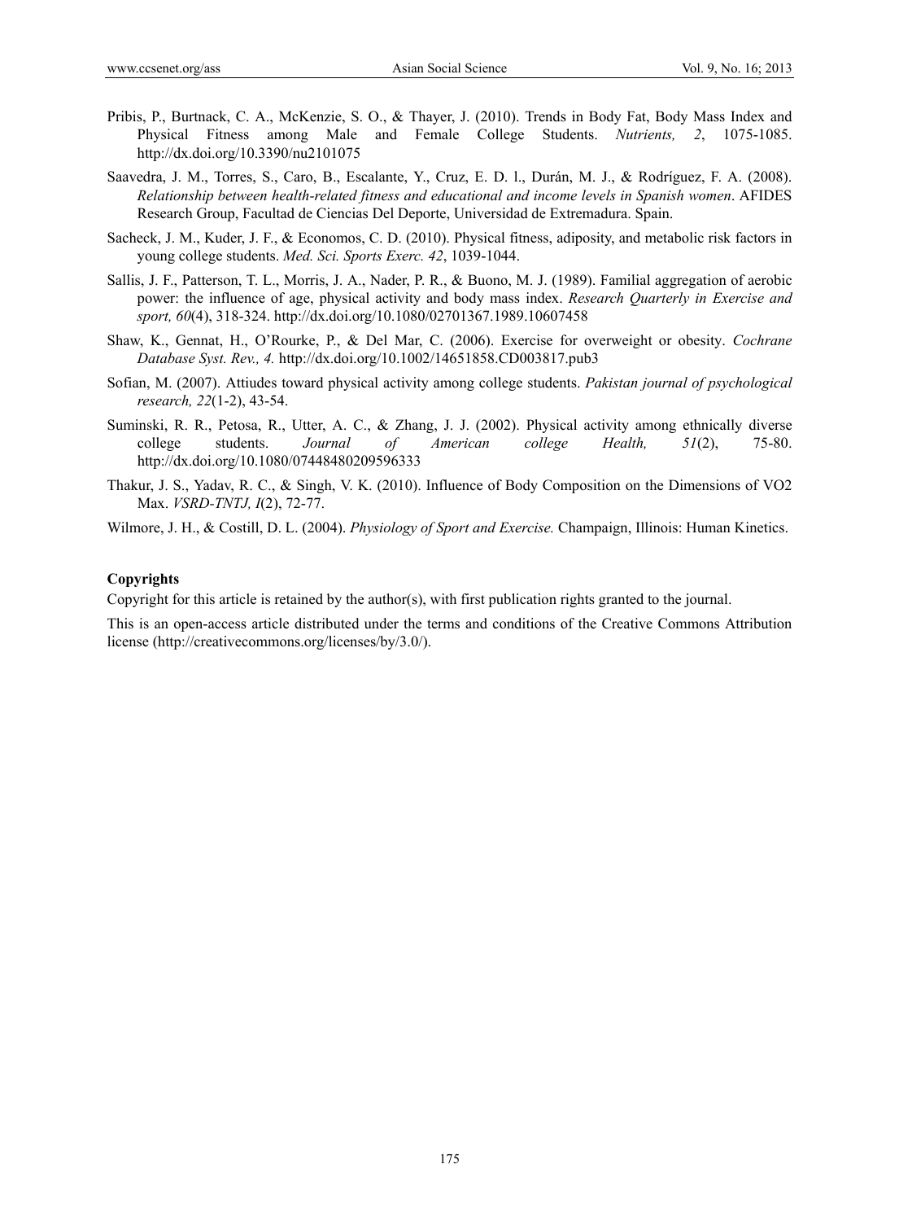Pribis, P., Burtnack, C. A., McKenzie, S. O., & Thayer, J. (2010). Trends in Body Fat, Body Mass Index and Physical Fitness among Male and Female College Students. *Nutrients, 2*, 1075-1085. http://dx.doi.org/10.3390/nu2101075

Saavedra, J. M., Torres, S., Caro, B., Escalante, Y., Cruz, E. D. l., Durán, M. J., & Rodríguez, F. A. (2008). *Relationship between health-related fitness and educational and income levels in Spanish women*. AFIDES Research Group, Facultad de Ciencias Del Deporte, Universidad de Extremadura. Spain.

Sacheck, J. M., Kuder, J. F., & Economos, C. D. (2010). Physical fitness, adiposity, and metabolic risk factors in young college students. *Med. Sci. Sports Exerc. 42*, 1039-1044.

Sallis, J. F., Patterson, T. L., Morris, J. A., Nader, P. R., & Buono, M. J. (1989). Familial aggregation of aerobic power: the influence of age, physical activity and body mass index. *Research Quarterly in Exercise and sport, 60*(4), 318-324. http://dx.doi.org/10.1080/02701367.1989.10607458

Shaw, K., Gennat, H., O'Rourke, P., & Del Mar, C. (2006). Exercise for overweight or obesity. *Cochrane Database Syst. Rev., 4.* http://dx.doi.org/10.1002/14651858.CD003817.pub3

Sofian, M. (2007). Attiudes toward physical activity among college students. *Pakistan journal of psychological research, 22*(1-2), 43-54.

Suminski, R. R., Petosa, R., Utter, A. C., & Zhang, J. J. (2002). Physical activity among ethnically diverse college students. *Journal of American college Health, 51*(2), 75-80. http://dx.doi.org/10.1080/07448480209596333

Thakur, J. S., Yadav, R. C., & Singh, V. K. (2010). Influence of Body Composition on the Dimensions of VO2 Max. *VSRD-TNTJ, I*(2), 72-77.

Wilmore, J. H., & Costill, D. L. (2004). *Physiology of Sport and Exercise.* Champaign, Illinois: Human Kinetics.

**Copyrights**

Copyright for this article is retained by the author(s), with first publication rights granted to the journal.

This is an open-access article distributed under the terms and conditions of the Creative Commons Attribution license (http://creativecommons.org/licenses/by/3.0/).